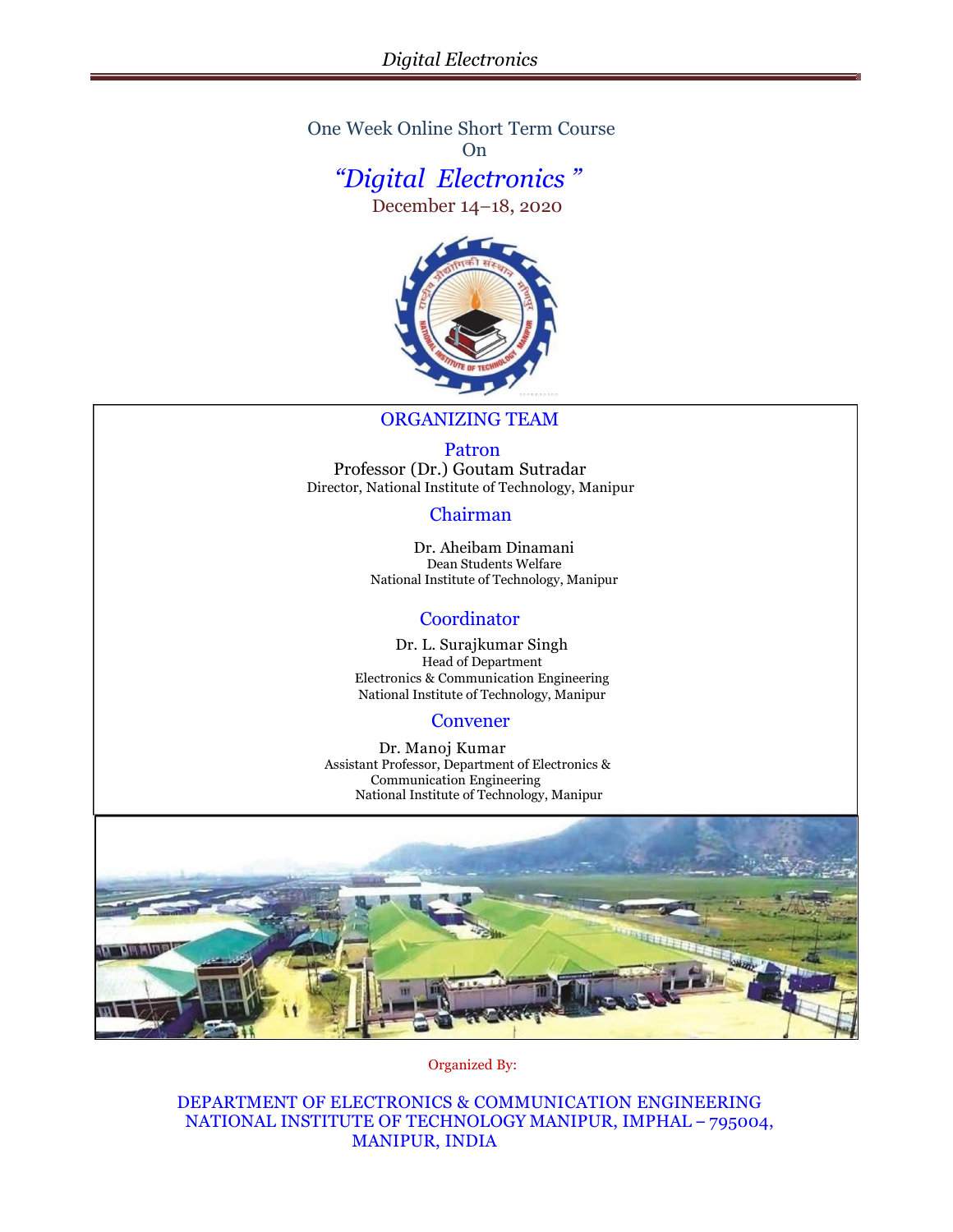One Week Online Short Term Course

On

# *"Digital Electronics"*

December 14–18, 2020

## ORGANIZING TEAM

### Patron

Professor (Dr.) Goutam Sutradar
Director, National Institute of Technology, Manipur

### Chairman

Dr. Aheibam Dinamani
Dean Students Welfare
National Institute of Technology, Manipur

### Coordinator

Dr. L. Surajkumar Singh
Head of Department
Electronics & Communication Engineering
National Institute of Technology, Manipur

### Convener

Dr. Manoj Kumar
Assistant Professor, Department of Electronics & Communication Engineering
National Institute of Technology, Manipur

Organized By:

DEPARTMENT OF ELECTRONICS & COMMUNICATION ENGINEERING
NATIONAL INSTITUTE OF TECHNOLOGY MANIPUR, IMPHAL – 795004, MANIPUR, INDIA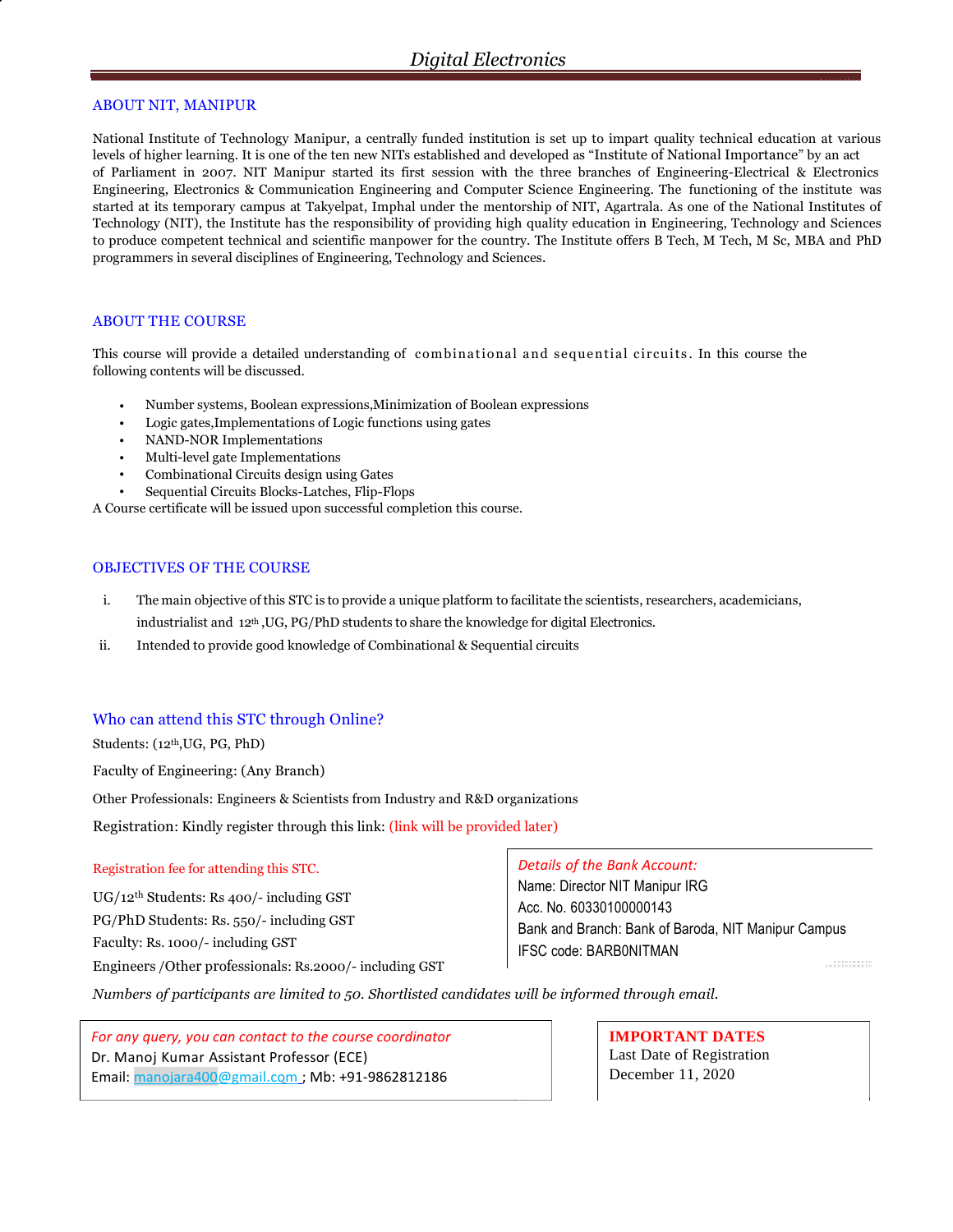## ABOUT NIT, MANIPUR

National Institute of Technology Manipur, a centrally funded institution is set up to impart quality technical education at various levels of higher learning. It is one of the ten new NITs established and developed as "Institute of National Importance" by an act of Parliament in 2007. NIT Manipur started its first session with the three branches of Engineering-Electrical & Electronics Engineering, Electronics & Communication Engineering and Computer Science Engineering. The functioning of the institute was started at its temporary campus at Takyelpat, Imphal under the mentorship of NIT, Agartrala. As one of the National Institutes of Technology (NIT), the Institute has the responsibility of providing high quality education in Engineering, Technology and Sciences to produce competent technical and scientific manpower for the country. The Institute offers B Tech, M Tech, M Sc, MBA and PhD programmers in several disciplines of Engineering, Technology and Sciences.

## ABOUT THE COURSE

This course will provide a detailed understanding of combinational and sequential circuits. In this course the following contents will be discussed.

- Number systems, Boolean expressions,Minimization of Boolean expressions
- Logic gates,Implementations of Logic functions using gates
- NAND-NOR Implementations
- Multi-level gate Implementations
- Combinational Circuits design using Gates
- Sequential Circuits Blocks-Latches, Flip-Flops

A Course certificate will be issued upon successful completion this course.

## OBJECTIVES OF THE COURSE

i. The main objective of this STC is to provide a unique platform to facilitate the scientists, researchers, academicians, industrialist and 12th ,UG, PG/PhD students to share the knowledge for digital Electronics.

ii. Intended to provide good knowledge of Combinational & Sequential circuits

## Who can attend this STC through Online?

Students: (12th,UG, PG, PhD)

Faculty of Engineering: (Any Branch)

Other Professionals: Engineers & Scientists from Industry and R&D organizations

Registration: Kindly register through this link: (link will be provided later)

Registration fee for attending this STC.

UG/12th Students: Rs 400/- including GST

PG/PhD Students: Rs. 550/- including GST

Faculty: Rs. 1000/- including GST

Engineers /Other professionals: Rs.2000/- including GST

*Details of the Bank Account:*

Name: Director NIT Manipur IRG

Acc. No. 60330100000143

Bank and Branch: Bank of Baroda, NIT Manipur Campus

IFSC code: BARB0NITMAN

*Numbers of participants are limited to 50. Shortlisted candidates will be informed through email.*

*For any query, you can contact to the course coordinator*

Dr. Manoj Kumar Assistant Professor (ECE)

Email: manojara400@gmail.com ; Mb: +91-9862812186

**IMPORTANT DATES**

Last Date of Registration

December 11, 2020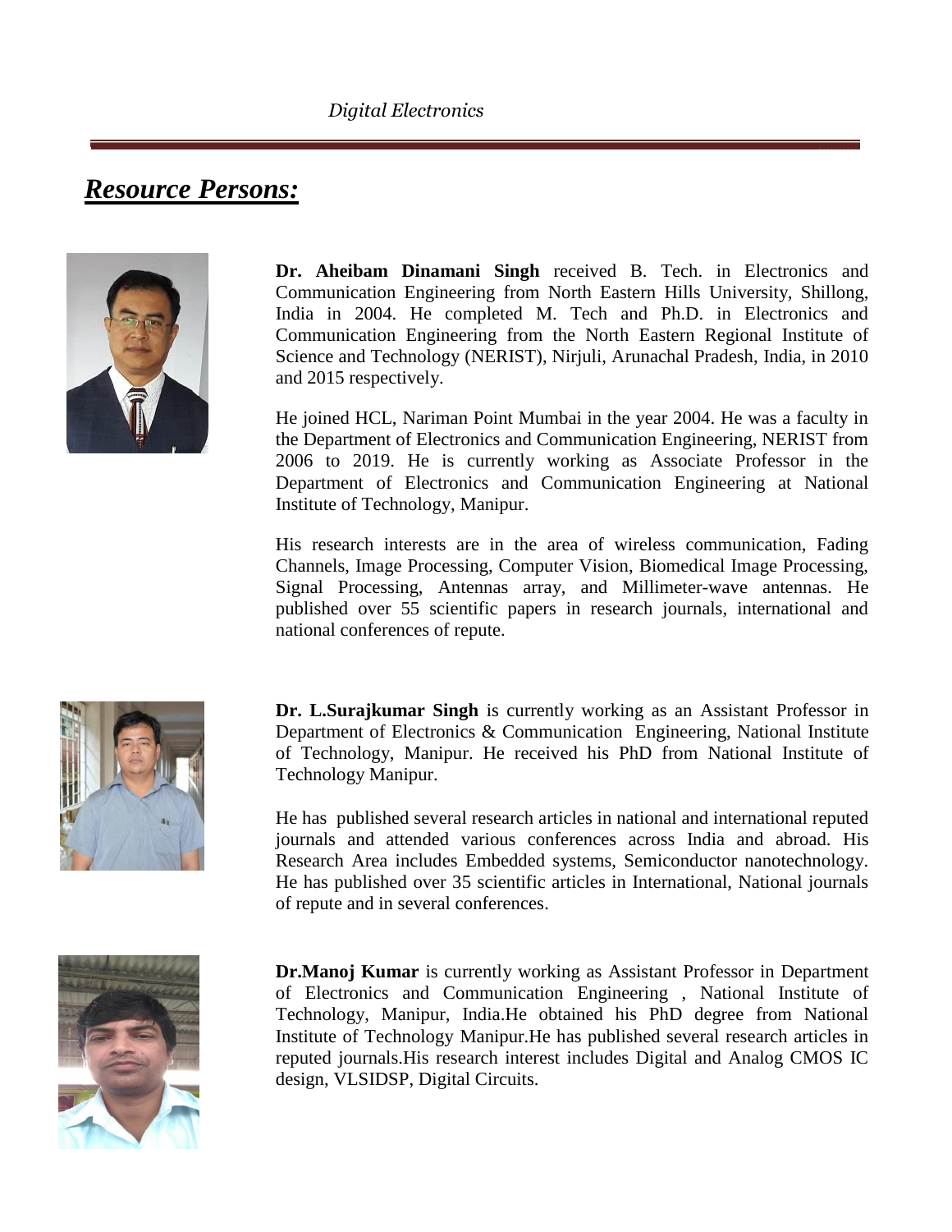## ***Resource Persons:***

**Dr. Aheibam Dinamani Singh** received B. Tech. in Electronics and Communication Engineering from North Eastern Hills University, Shillong, India in 2004. He completed M. Tech and Ph.D. in Electronics and Communication Engineering from the North Eastern Regional Institute of Science and Technology (NERIST), Nirjuli, Arunachal Pradesh, India, in 2010 and 2015 respectively.

He joined HCL, Nariman Point Mumbai in the year 2004. He was a faculty in the Department of Electronics and Communication Engineering, NERIST from 2006 to 2019. He is currently working as Associate Professor in the Department of Electronics and Communication Engineering at National Institute of Technology, Manipur.

His research interests are in the area of wireless communication, Fading Channels, Image Processing, Computer Vision, Biomedical Image Processing, Signal Processing, Antennas array, and Millimeter-wave antennas. He published over 55 scientific papers in research journals, international and national conferences of repute.

**Dr. L.Surajkumar Singh** is currently working as an Assistant Professor in Department of Electronics & Communication Engineering, National Institute of Technology, Manipur. He received his PhD from National Institute of Technology Manipur.

He has published several research articles in national and international reputed journals and attended various conferences across India and abroad. His Research Area includes Embedded systems, Semiconductor nanotechnology. He has published over 35 scientific articles in International, National journals of repute and in several conferences.

**Dr.Manoj Kumar** is currently working as Assistant Professor in Department of Electronics and Communication Engineering , National Institute of Technology, Manipur, India.He obtained his PhD degree from National Institute of Technology Manipur.He has published several research articles in reputed journals.His research interest includes Digital and Analog CMOS IC design, VLSIDSP, Digital Circuits.